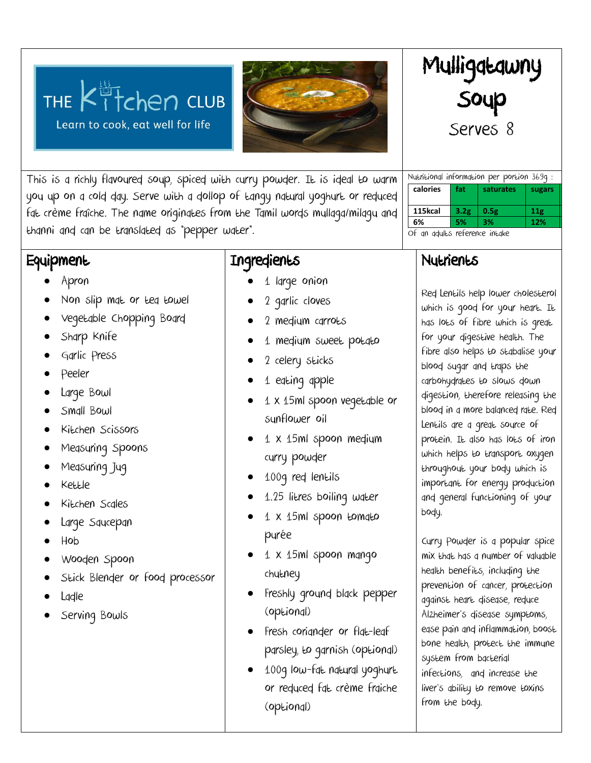THE Kitchen CLUB

Learn to cook, eat well for life

# Mulligatawny Soup

Serves 8

This is a richly flavoured soup, spiced with curry powder. It is ideal to warm you up on a cold day. Serve with a dollop of tangy natural yoghurt or reduced fat crème fraîche. The name originates from the Tamil words mullaga/milagu and thanni and can be translated as "pepper water".

Nutritional information per portion 369g :

| calories | fat | saturates | sugars |
|---|---|---|---|
| 115kcal | 3.2g | 0.5g | 11g |
| 6% | 5% | 3% | 12% |

Of an adults reference intake

## Equipment

- Apron
- Non slip mat or tea towel
- Vegetable Chopping Board
- Sharp Knife
- Garlic Press
- Peeler
- Large Bowl
- Small Bowl
- Kitchen Scissors
- Measuring Spoons
- Measuring Jug
- Kettle
- Kitchen Scales
- Large Saucepan
- Hob
- Wooden Spoon
- Stick Blender or food processor
- Ladle
- Serving Bowls

## Ingredients

- 1 large onion
- 2 garlic cloves
- 2 medium carrots
- 1 medium sweet potato
- 2 celery sticks
- 1 eating apple
- 1 x 15ml spoon vegetable or sunflower oil
- 1 x 15ml spoon medium curry powder
- 100g red lentils
- 1.25 litres boiling water
- 1 x 15ml spoon tomato purée
- 1 x 15ml spoon mango chutney
- Freshly ground black pepper (optional)
- Fresh coriander or flat-leaf parsley, to garnish (optional)
- 100g low-fat natural yoghurt or reduced fat crème fraiche (optional)

## Nutrients

Red Lentils help lower cholesterol which is good for your heart. It has lots of fibre which is great for your digestive health. The fibre also helps to stabalise your blood sugar and traps the carbohydrates to slows down digestion, therefore releasing the blood in a more balanced rate. Red Lentils are a great source of protein. It also has lots of iron which helps to transport oxygen throughout your body which is important for energy production and general functioning of your body.

Curry Powder is a popular spice mix that has a number of valuable health benefits, including the prevention of cancer, protection against heart disease, reduce Alzheimer's disease symptoms, ease pain and inflammation, boost bone health, protect the immune system from bacterial infections, and increase the liver's ability to remove toxins from the body.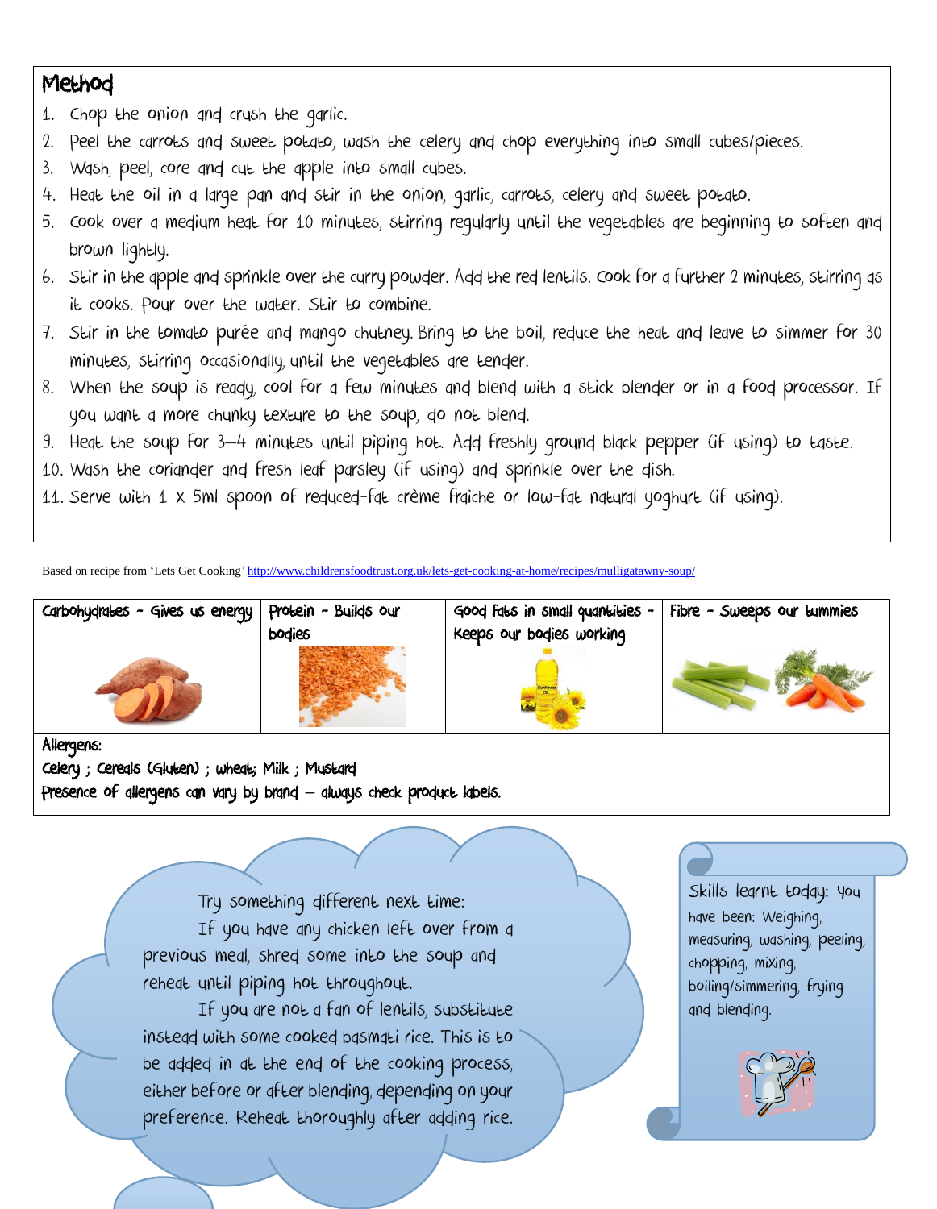## Method

1. Chop the onion and crush the garlic.
2. Peel the carrots and sweet potato, wash the celery and chop everything into small cubes/pieces.
3. Wash, peel, core and cut the apple into small cubes.
4. Heat the oil in a large pan and stir in the onion, garlic, carrots, celery and sweet potato.
5. Cook over a medium heat for 10 minutes, stirring regularly until the vegetables are beginning to soften and brown lightly.
6. Stir in the apple and sprinkle over the curry powder. Add the red lentils. Cook for a further 2 minutes, stirring as it cooks. Pour over the water. Stir to combine.
7. Stir in the tomato purée and mango chutney. Bring to the boil, reduce the heat and leave to simmer for 30 minutes, stirring occasionally, until the vegetables are tender.
8. When the soup is ready, cool for a few minutes and blend with a stick blender or in a food processor. If you want a more chunky texture to the soup, do not blend.
9. Heat the soup for 3–4 minutes until piping hot. Add freshly ground black pepper (if using) to taste.
10. Wash the coriander and fresh leaf parsley (if using) and sprinkle over the dish.
11. Serve with 1 x 5ml spoon of reduced-fat crème fraiche or low-fat natural yoghurt (if using).

Based on recipe from 'Lets Get Cooking' http://www.childrensfoodtrust.org.uk/lets-get-cooking-at-home/recipes/mulligatawny-soup/

| Carbohydrates - Gives us energy | Protein - Builds our bodies | Good fats in small quantities - Keeps our bodies working | Fibre - Sweeps our tummies |
|---|---|---|---|
| | | | |

**Allergens:**
Celery ; Cereals (Gluten) ; wheat; Milk ; Mustard
Presence of allergens can vary by brand – always check product labels.

Try something different next time:
If you have any chicken left over from a previous meal, shred some into the soup and reheat until piping hot throughout.
If you are not a fan of lentils, substitute instead with some cooked basmati rice. This is to be added in at the end of the cooking process, either before or after blending, depending on your preference. Reheat thoroughly after adding rice.

Skills learnt today: You have been: Weighing, measuring, washing, peeling, chopping, mixing, boiling/simmering, frying and blending.